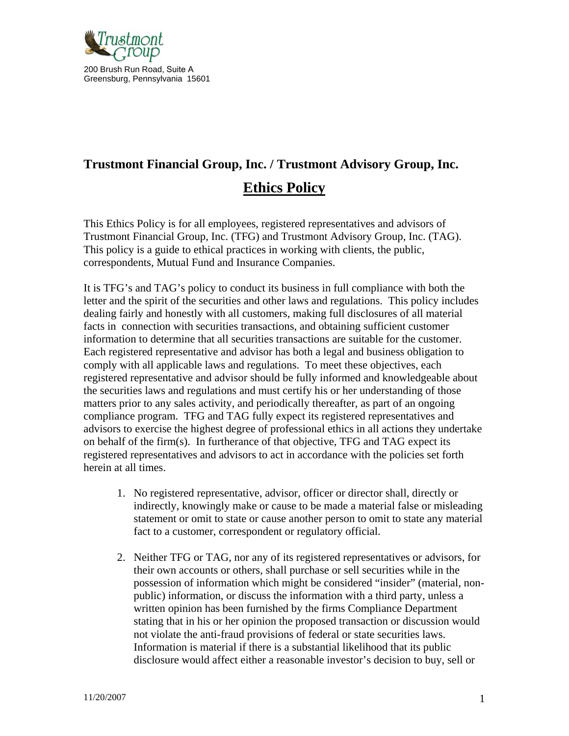Trustmont Group

200 Brush Run Road, Suite A
Greensburg, Pennsylvania 15601

## Trustmont Financial Group, Inc. / Trustmont Advisory Group, Inc.

# Ethics Policy

This Ethics Policy is for all employees, registered representatives and advisors of Trustmont Financial Group, Inc. (TFG) and Trustmont Advisory Group, Inc. (TAG). This policy is a guide to ethical practices in working with clients, the public, correspondents, Mutual Fund and Insurance Companies.

It is TFG's and TAG's policy to conduct its business in full compliance with both the letter and the spirit of the securities and other laws and regulations. This policy includes dealing fairly and honestly with all customers, making full disclosures of all material facts in connection with securities transactions, and obtaining sufficient customer information to determine that all securities transactions are suitable for the customer. Each registered representative and advisor has both a legal and business obligation to comply with all applicable laws and regulations. To meet these objectives, each registered representative and advisor should be fully informed and knowledgeable about the securities laws and regulations and must certify his or her understanding of those matters prior to any sales activity, and periodically thereafter, as part of an ongoing compliance program. TFG and TAG fully expect its registered representatives and advisors to exercise the highest degree of professional ethics in all actions they undertake on behalf of the firm(s). In furtherance of that objective, TFG and TAG expect its registered representatives and advisors to act in accordance with the policies set forth herein at all times.

1. No registered representative, advisor, officer or director shall, directly or indirectly, knowingly make or cause to be made a material false or misleading statement or omit to state or cause another person to omit to state any material fact to a customer, correspondent or regulatory official.

2. Neither TFG or TAG, nor any of its registered representatives or advisors, for their own accounts or others, shall purchase or sell securities while in the possession of information which might be considered "insider" (material, non-public) information, or discuss the information with a third party, unless a written opinion has been furnished by the firms Compliance Department stating that in his or her opinion the proposed transaction or discussion would not violate the anti-fraud provisions of federal or state securities laws. Information is material if there is a substantial likelihood that its public disclosure would affect either a reasonable investor's decision to buy, sell or

11/20/2007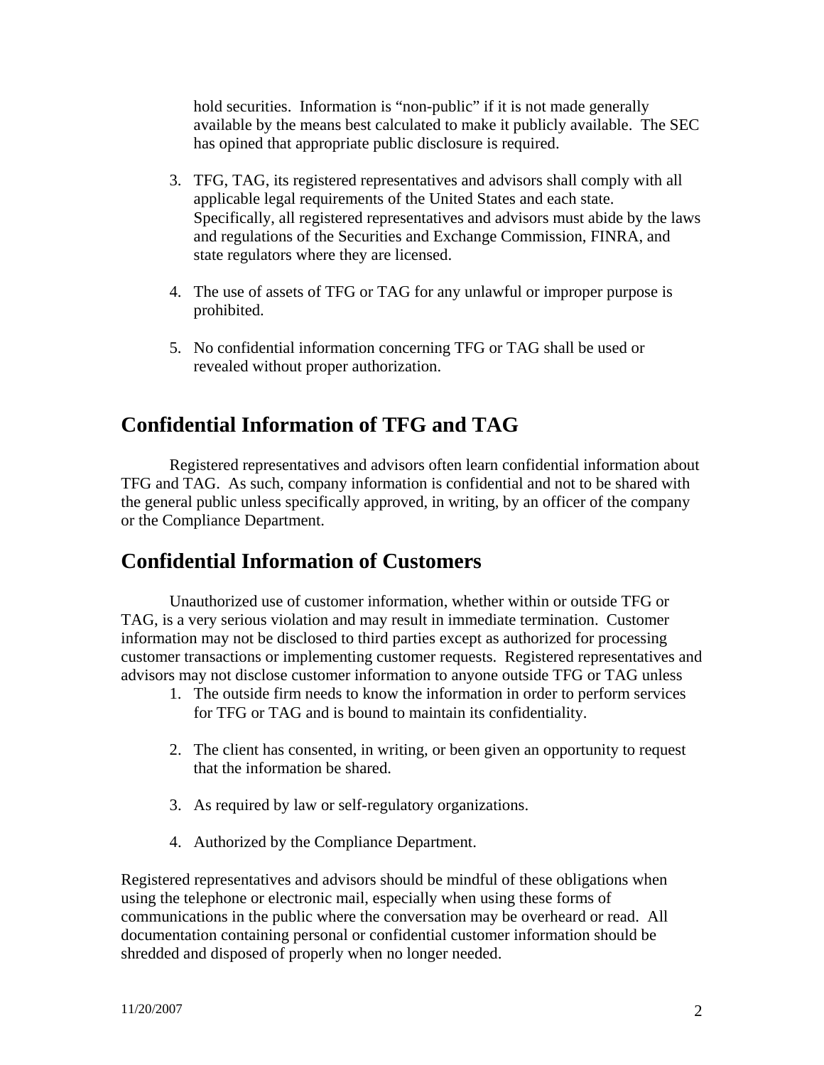hold securities. Information is "non-public" if it is not made generally available by the means best calculated to make it publicly available. The SEC has opined that appropriate public disclosure is required.

3. TFG, TAG, its registered representatives and advisors shall comply with all applicable legal requirements of the United States and each state. Specifically, all registered representatives and advisors must abide by the laws and regulations of the Securities and Exchange Commission, FINRA, and state regulators where they are licensed.

4. The use of assets of TFG or TAG for any unlawful or improper purpose is prohibited.

5. No confidential information concerning TFG or TAG shall be used or revealed without proper authorization.

## Confidential Information of TFG and TAG

Registered representatives and advisors often learn confidential information about TFG and TAG. As such, company information is confidential and not to be shared with the general public unless specifically approved, in writing, by an officer of the company or the Compliance Department.

## Confidential Information of Customers

Unauthorized use of customer information, whether within or outside TFG or TAG, is a very serious violation and may result in immediate termination. Customer information may not be disclosed to third parties except as authorized for processing customer transactions or implementing customer requests. Registered representatives and advisors may not disclose customer information to anyone outside TFG or TAG unless

1. The outside firm needs to know the information in order to perform services for TFG or TAG and is bound to maintain its confidentiality.

2. The client has consented, in writing, or been given an opportunity to request that the information be shared.

3. As required by law or self-regulatory organizations.

4. Authorized by the Compliance Department.

Registered representatives and advisors should be mindful of these obligations when using the telephone or electronic mail, especially when using these forms of communications in the public where the conversation may be overheard or read. All documentation containing personal or confidential customer information should be shredded and disposed of properly when no longer needed.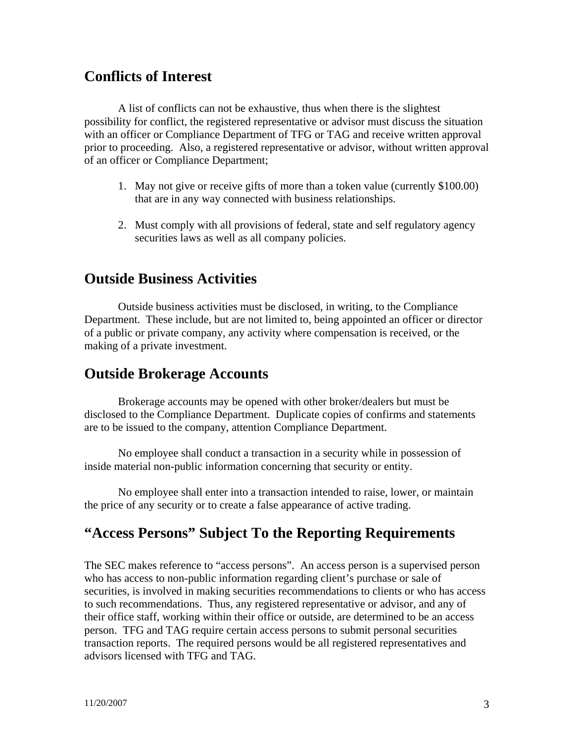## Conflicts of Interest

A list of conflicts can not be exhaustive, thus when there is the slightest possibility for conflict, the registered representative or advisor must discuss the situation with an officer or Compliance Department of TFG or TAG and receive written approval prior to proceeding. Also, a registered representative or advisor, without written approval of an officer or Compliance Department;

1. May not give or receive gifts of more than a token value (currently $100.00) that are in any way connected with business relationships.

2. Must comply with all provisions of federal, state and self regulatory agency securities laws as well as all company policies.

## Outside Business Activities

Outside business activities must be disclosed, in writing, to the Compliance Department. These include, but are not limited to, being appointed an officer or director of a public or private company, any activity where compensation is received, or the making of a private investment.

## Outside Brokerage Accounts

Brokerage accounts may be opened with other broker/dealers but must be disclosed to the Compliance Department. Duplicate copies of confirms and statements are to be issued to the company, attention Compliance Department.

No employee shall conduct a transaction in a security while in possession of inside material non-public information concerning that security or entity.

No employee shall enter into a transaction intended to raise, lower, or maintain the price of any security or to create a false appearance of active trading.

## "Access Persons" Subject To the Reporting Requirements

The SEC makes reference to "access persons". An access person is a supervised person who has access to non-public information regarding client's purchase or sale of securities, is involved in making securities recommendations to clients or who has access to such recommendations. Thus, any registered representative or advisor, and any of their office staff, working within their office or outside, are determined to be an access person. TFG and TAG require certain access persons to submit personal securities transaction reports. The required persons would be all registered representatives and advisors licensed with TFG and TAG.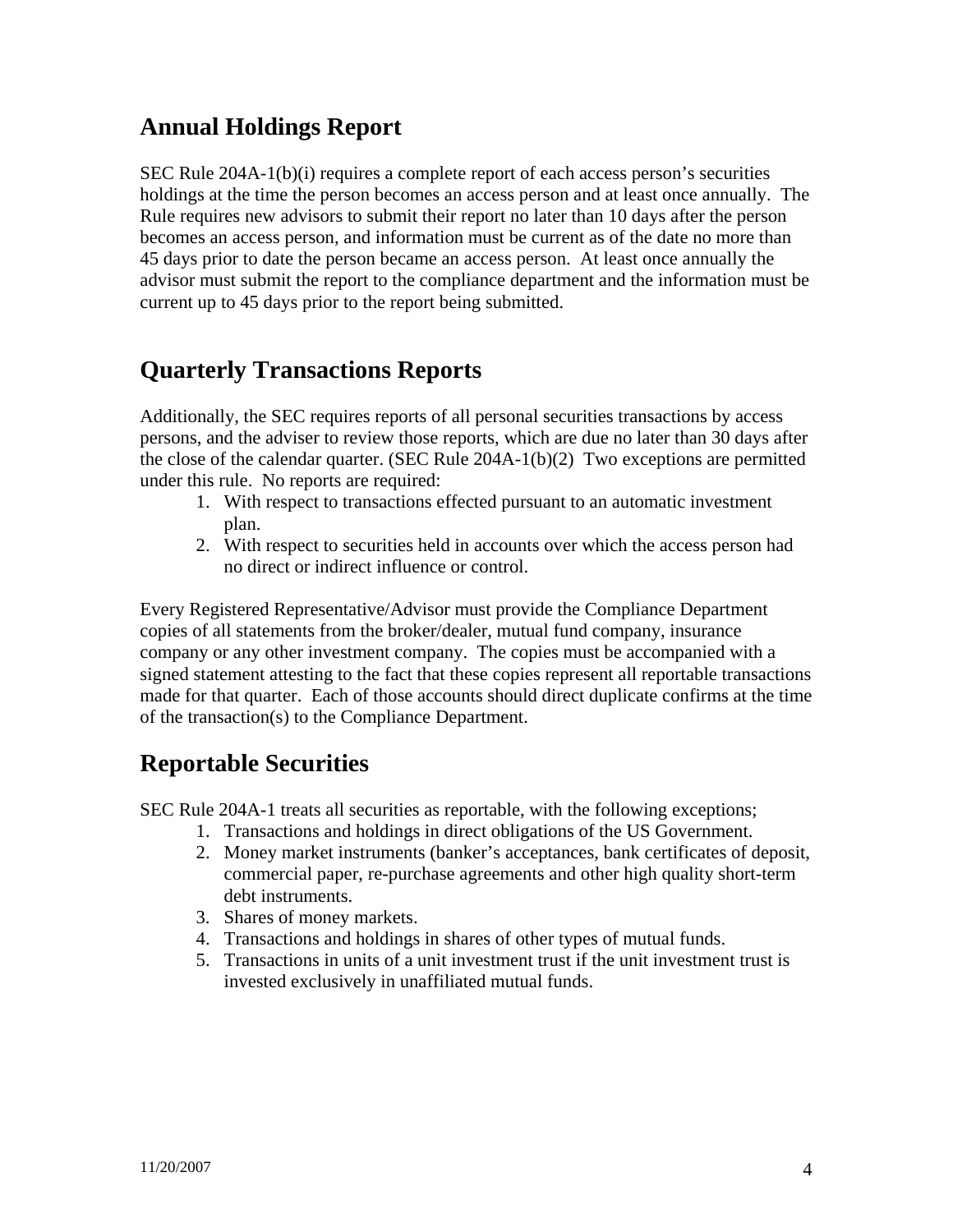## Annual Holdings Report

SEC Rule 204A-1(b)(i) requires a complete report of each access person's securities holdings at the time the person becomes an access person and at least once annually. The Rule requires new advisors to submit their report no later than 10 days after the person becomes an access person, and information must be current as of the date no more than 45 days prior to date the person became an access person. At least once annually the advisor must submit the report to the compliance department and the information must be current up to 45 days prior to the report being submitted.

## Quarterly Transactions Reports

Additionally, the SEC requires reports of all personal securities transactions by access persons, and the adviser to review those reports, which are due no later than 30 days after the close of the calendar quarter. (SEC Rule 204A-1(b)(2) Two exceptions are permitted under this rule. No reports are required:

1. With respect to transactions effected pursuant to an automatic investment plan.
2. With respect to securities held in accounts over which the access person had no direct or indirect influence or control.

Every Registered Representative/Advisor must provide the Compliance Department copies of all statements from the broker/dealer, mutual fund company, insurance company or any other investment company. The copies must be accompanied with a signed statement attesting to the fact that these copies represent all reportable transactions made for that quarter. Each of those accounts should direct duplicate confirms at the time of the transaction(s) to the Compliance Department.

## Reportable Securities

SEC Rule 204A-1 treats all securities as reportable, with the following exceptions;

1. Transactions and holdings in direct obligations of the US Government.
2. Money market instruments (banker's acceptances, bank certificates of deposit, commercial paper, re-purchase agreements and other high quality short-term debt instruments.
3. Shares of money markets.
4. Transactions and holdings in shares of other types of mutual funds.
5. Transactions in units of a unit investment trust if the unit investment trust is invested exclusively in unaffiliated mutual funds.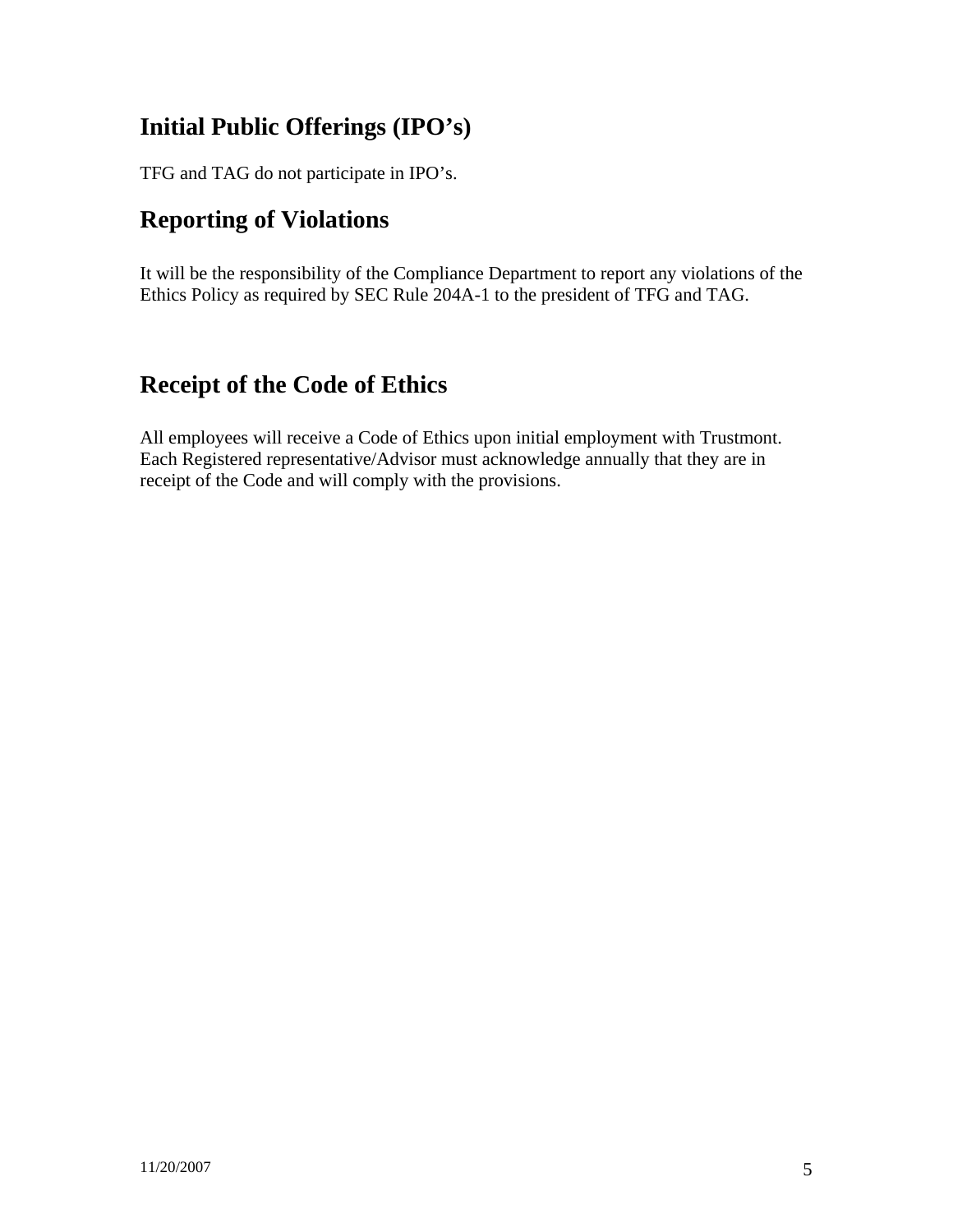## Initial Public Offerings (IPO's)

TFG and TAG do not participate in IPO's.

## Reporting of Violations

It will be the responsibility of the Compliance Department to report any violations of the Ethics Policy as required by SEC Rule 204A-1 to the president of TFG and TAG.

## Receipt of the Code of Ethics

All employees will receive a Code of Ethics upon initial employment with Trustmont. Each Registered representative/Advisor must acknowledge annually that they are in receipt of the Code and will comply with the provisions.